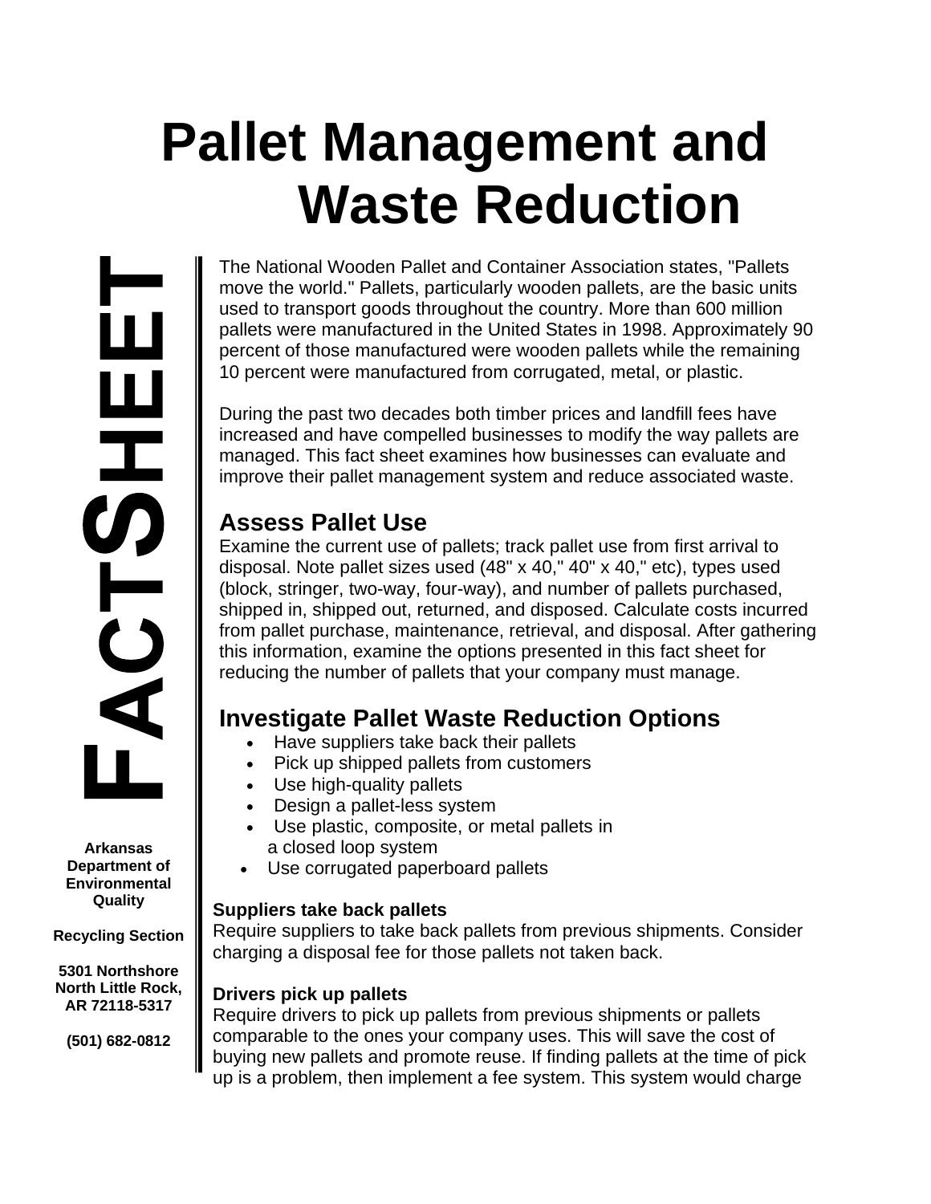# Pallet Management and Waste Reduction

FACTSHEET

**Arkansas Department of Environmental Quality**

**Recycling Section**

**5301 Northshore**
**North Little Rock, AR 72118-5317**

**(501) 682-0812**

The National Wooden Pallet and Container Association states, "Pallets move the world." Pallets, particularly wooden pallets, are the basic units used to transport goods throughout the country. More than 600 million pallets were manufactured in the United States in 1998. Approximately 90 percent of those manufactured were wooden pallets while the remaining 10 percent were manufactured from corrugated, metal, or plastic.

During the past two decades both timber prices and landfill fees have increased and have compelled businesses to modify the way pallets are managed. This fact sheet examines how businesses can evaluate and improve their pallet management system and reduce associated waste.

## Assess Pallet Use

Examine the current use of pallets; track pallet use from first arrival to disposal. Note pallet sizes used (48" x 40," 40" x 40," etc), types used (block, stringer, two-way, four-way), and number of pallets purchased, shipped in, shipped out, returned, and disposed. Calculate costs incurred from pallet purchase, maintenance, retrieval, and disposal. After gathering this information, examine the options presented in this fact sheet for reducing the number of pallets that your company must manage.

## Investigate Pallet Waste Reduction Options

- Have suppliers take back their pallets
- Pick up shipped pallets from customers
- Use high-quality pallets
- Design a pallet-less system
- Use plastic, composite, or metal pallets in a closed loop system
- Use corrugated paperboard pallets

### Suppliers take back pallets

Require suppliers to take back pallets from previous shipments. Consider charging a disposal fee for those pallets not taken back.

### Drivers pick up pallets

Require drivers to pick up pallets from previous shipments or pallets comparable to the ones your company uses. This will save the cost of buying new pallets and promote reuse. If finding pallets at the time of pick up is a problem, then implement a fee system. This system would charge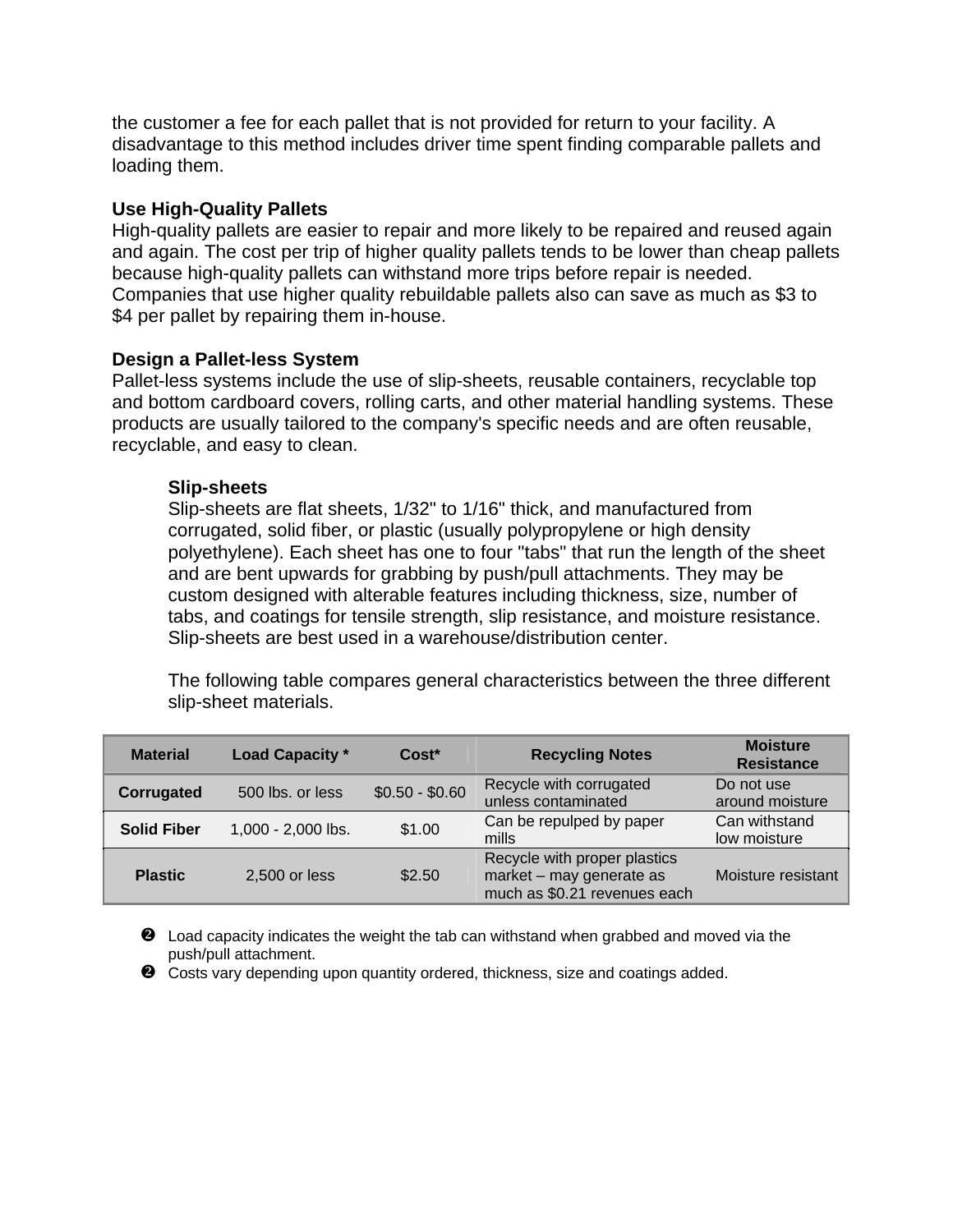the customer a fee for each pallet that is not provided for return to your facility. A disadvantage to this method includes driver time spent finding comparable pallets and loading them.

**Use High-Quality Pallets**

High-quality pallets are easier to repair and more likely to be repaired and reused again and again. The cost per trip of higher quality pallets tends to be lower than cheap pallets because high-quality pallets can withstand more trips before repair is needed. Companies that use higher quality rebuildable pallets also can save as much as $3 to $4 per pallet by repairing them in-house.

**Design a Pallet-less System**

Pallet-less systems include the use of slip-sheets, reusable containers, recyclable top and bottom cardboard covers, rolling carts, and other material handling systems. These products are usually tailored to the company's specific needs and are often reusable, recyclable, and easy to clean.

**Slip-sheets**

Slip-sheets are flat sheets, 1/32" to 1/16" thick, and manufactured from corrugated, solid fiber, or plastic (usually polypropylene or high density polyethylene). Each sheet has one to four "tabs" that run the length of the sheet and are bent upwards for grabbing by push/pull attachments. They may be custom designed with alterable features including thickness, size, number of tabs, and coatings for tensile strength, slip resistance, and moisture resistance. Slip-sheets are best used in a warehouse/distribution center.

The following table compares general characteristics between the three different slip-sheet materials.

| Material | Load Capacity * | Cost* | Recycling Notes | Moisture Resistance |
|---|---|---|---|---|
| **Corrugated** | 500 lbs. or less | $0.50 - $0.60 | Recycle with corrugated unless contaminated | Do not use around moisture |
| **Solid Fiber** | 1,000 - 2,000 lbs. | $1.00 | Can be repulped by paper mills | Can withstand low moisture |
| **Plastic** | 2,500 or less | $2.50 | Recycle with proper plastics market – may generate as much as $0.21 revenues each | Moisture resistant |

- Load capacity indicates the weight the tab can withstand when grabbed and moved via the push/pull attachment.
- Costs vary depending upon quantity ordered, thickness, size and coatings added.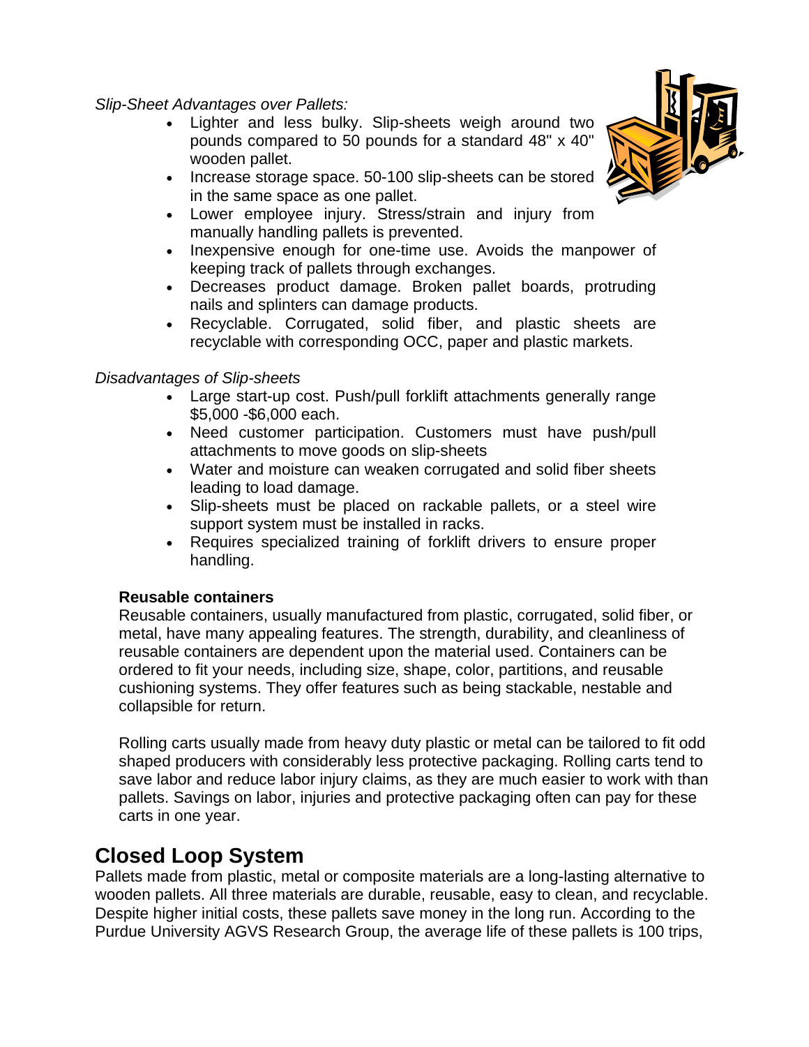*Slip-Sheet Advantages over Pallets:*

- Lighter and less bulky. Slip-sheets weigh around two pounds compared to 50 pounds for a standard 48" x 40" wooden pallet.
- Increase storage space. 50-100 slip-sheets can be stored in the same space as one pallet.
- Lower employee injury. Stress/strain and injury from manually handling pallets is prevented.
- Inexpensive enough for one-time use. Avoids the manpower of keeping track of pallets through exchanges.
- Decreases product damage. Broken pallet boards, protruding nails and splinters can damage products.
- Recyclable. Corrugated, solid fiber, and plastic sheets are recyclable with corresponding OCC, paper and plastic markets.

*Disadvantages of Slip-sheets*

- Large start-up cost. Push/pull forklift attachments generally range $5,000 -$6,000 each.
- Need customer participation. Customers must have push/pull attachments to move goods on slip-sheets
- Water and moisture can weaken corrugated and solid fiber sheets leading to load damage.
- Slip-sheets must be placed on rackable pallets, or a steel wire support system must be installed in racks.
- Requires specialized training of forklift drivers to ensure proper handling.

**Reusable containers**

Reusable containers, usually manufactured from plastic, corrugated, solid fiber, or metal, have many appealing features. The strength, durability, and cleanliness of reusable containers are dependent upon the material used. Containers can be ordered to fit your needs, including size, shape, color, partitions, and reusable cushioning systems. They offer features such as being stackable, nestable and collapsible for return.

Rolling carts usually made from heavy duty plastic or metal can be tailored to fit odd shaped producers with considerably less protective packaging. Rolling carts tend to save labor and reduce labor injury claims, as they are much easier to work with than pallets. Savings on labor, injuries and protective packaging often can pay for these carts in one year.

## Closed Loop System

Pallets made from plastic, metal or composite materials are a long-lasting alternative to wooden pallets. All three materials are durable, reusable, easy to clean, and recyclable. Despite higher initial costs, these pallets save money in the long run. According to the Purdue University AGVS Research Group, the average life of these pallets is 100 trips,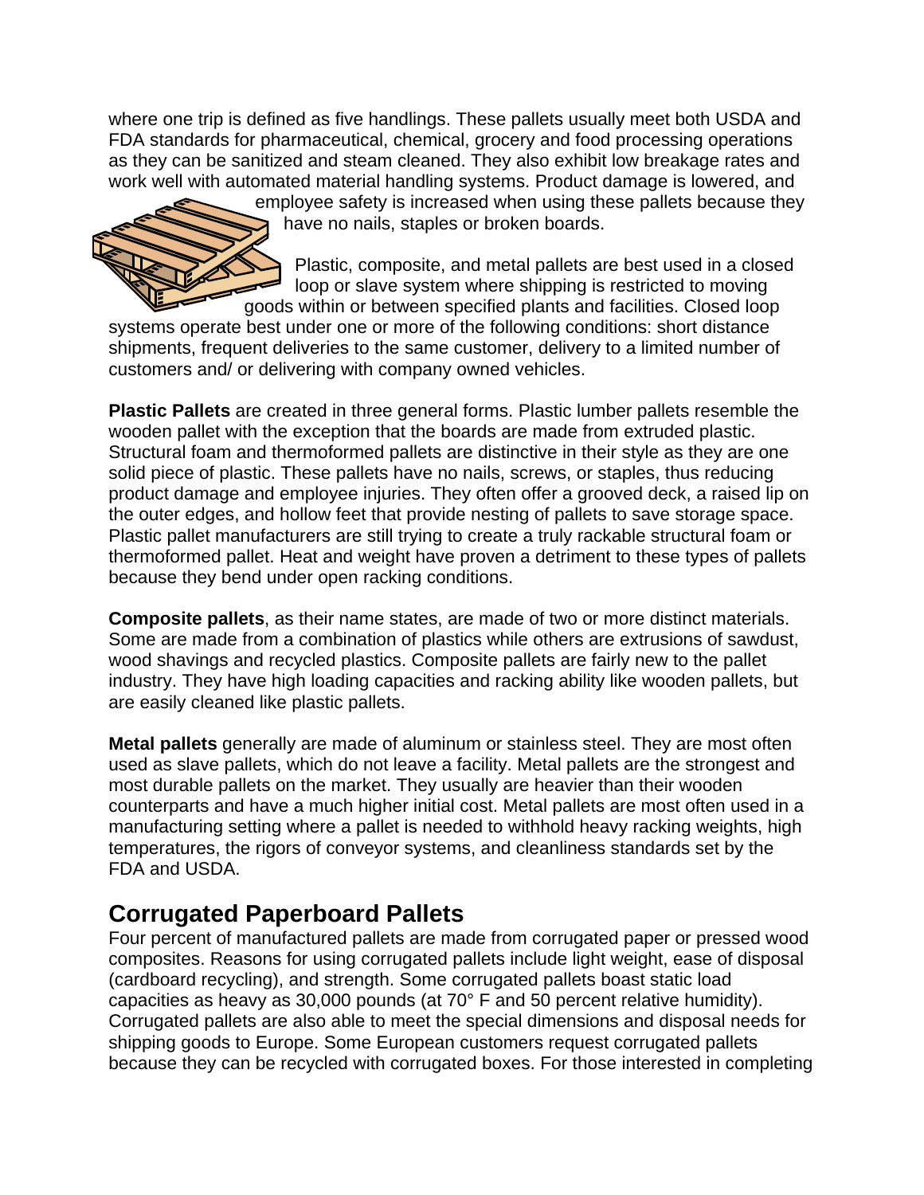where one trip is defined as five handlings. These pallets usually meet both USDA and FDA standards for pharmaceutical, chemical, grocery and food processing operations as they can be sanitized and steam cleaned. They also exhibit low breakage rates and work well with automated material handling systems. Product damage is lowered, and employee safety is increased when using these pallets because they have no nails, staples or broken boards.

Plastic, composite, and metal pallets are best used in a closed loop or slave system where shipping is restricted to moving goods within or between specified plants and facilities. Closed loop systems operate best under one or more of the following conditions: short distance shipments, frequent deliveries to the same customer, delivery to a limited number of customers and/ or delivering with company owned vehicles.

**Plastic Pallets** are created in three general forms. Plastic lumber pallets resemble the wooden pallet with the exception that the boards are made from extruded plastic. Structural foam and thermoformed pallets are distinctive in their style as they are one solid piece of plastic. These pallets have no nails, screws, or staples, thus reducing product damage and employee injuries. They often offer a grooved deck, a raised lip on the outer edges, and hollow feet that provide nesting of pallets to save storage space. Plastic pallet manufacturers are still trying to create a truly rackable structural foam or thermoformed pallet. Heat and weight have proven a detriment to these types of pallets because they bend under open racking conditions.

**Composite pallets**, as their name states, are made of two or more distinct materials. Some are made from a combination of plastics while others are extrusions of sawdust, wood shavings and recycled plastics. Composite pallets are fairly new to the pallet industry. They have high loading capacities and racking ability like wooden pallets, but are easily cleaned like plastic pallets.

**Metal pallets** generally are made of aluminum or stainless steel. They are most often used as slave pallets, which do not leave a facility. Metal pallets are the strongest and most durable pallets on the market. They usually are heavier than their wooden counterparts and have a much higher initial cost. Metal pallets are most often used in a manufacturing setting where a pallet is needed to withhold heavy racking weights, high temperatures, the rigors of conveyor systems, and cleanliness standards set by the FDA and USDA.

## Corrugated Paperboard Pallets

Four percent of manufactured pallets are made from corrugated paper or pressed wood composites. Reasons for using corrugated pallets include light weight, ease of disposal (cardboard recycling), and strength. Some corrugated pallets boast static load capacities as heavy as 30,000 pounds (at 70° F and 50 percent relative humidity). Corrugated pallets are also able to meet the special dimensions and disposal needs for shipping goods to Europe. Some European customers request corrugated pallets because they can be recycled with corrugated boxes. For those interested in completing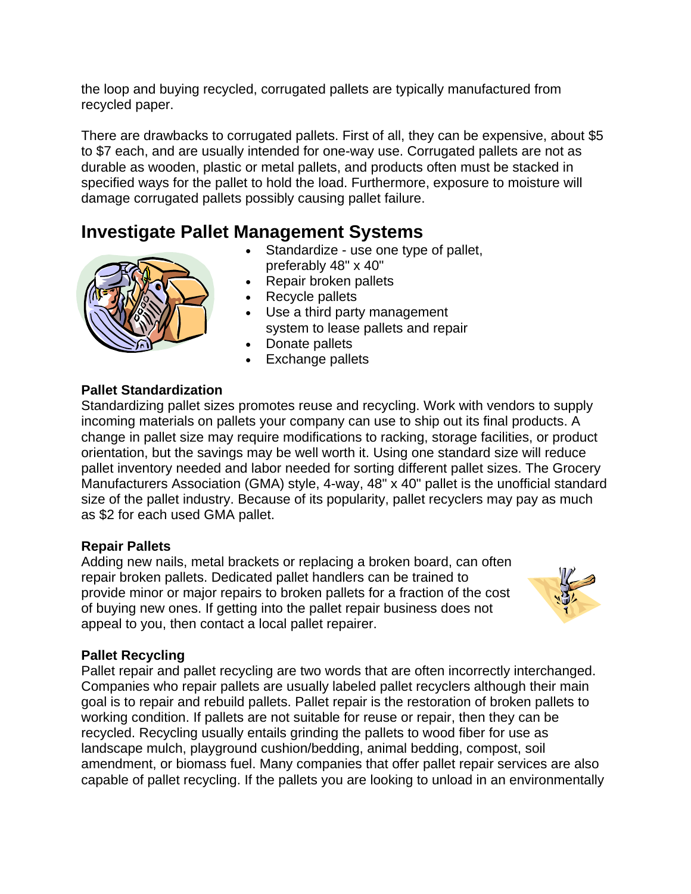the loop and buying recycled, corrugated pallets are typically manufactured from recycled paper.

There are drawbacks to corrugated pallets. First of all, they can be expensive, about $5 to $7 each, and are usually intended for one-way use. Corrugated pallets are not as durable as wooden, plastic or metal pallets, and products often must be stacked in specified ways for the pallet to hold the load. Furthermore, exposure to moisture will damage corrugated pallets possibly causing pallet failure.

## Investigate Pallet Management Systems

- Standardize - use one type of pallet, preferably 48" x 40"
- Repair broken pallets
- Recycle pallets
- Use a third party management system to lease pallets and repair
- Donate pallets
- Exchange pallets

**Pallet Standardization**
Standardizing pallet sizes promotes reuse and recycling. Work with vendors to supply incoming materials on pallets your company can use to ship out its final products. A change in pallet size may require modifications to racking, storage facilities, or product orientation, but the savings may be well worth it. Using one standard size will reduce pallet inventory needed and labor needed for sorting different pallet sizes. The Grocery Manufacturers Association (GMA) style, 4-way, 48" x 40" pallet is the unofficial standard size of the pallet industry. Because of its popularity, pallet recyclers may pay as much as $2 for each used GMA pallet.

**Repair Pallets**
Adding new nails, metal brackets or replacing a broken board, can often repair broken pallets. Dedicated pallet handlers can be trained to provide minor or major repairs to broken pallets for a fraction of the cost of buying new ones. If getting into the pallet repair business does not appeal to you, then contact a local pallet repairer.

**Pallet Recycling**
Pallet repair and pallet recycling are two words that are often incorrectly interchanged. Companies who repair pallets are usually labeled pallet recyclers although their main goal is to repair and rebuild pallets. Pallet repair is the restoration of broken pallets to working condition. If pallets are not suitable for reuse or repair, then they can be recycled. Recycling usually entails grinding the pallets to wood fiber for use as landscape mulch, playground cushion/bedding, animal bedding, compost, soil amendment, or biomass fuel. Many companies that offer pallet repair services are also capable of pallet recycling. If the pallets you are looking to unload in an environmentally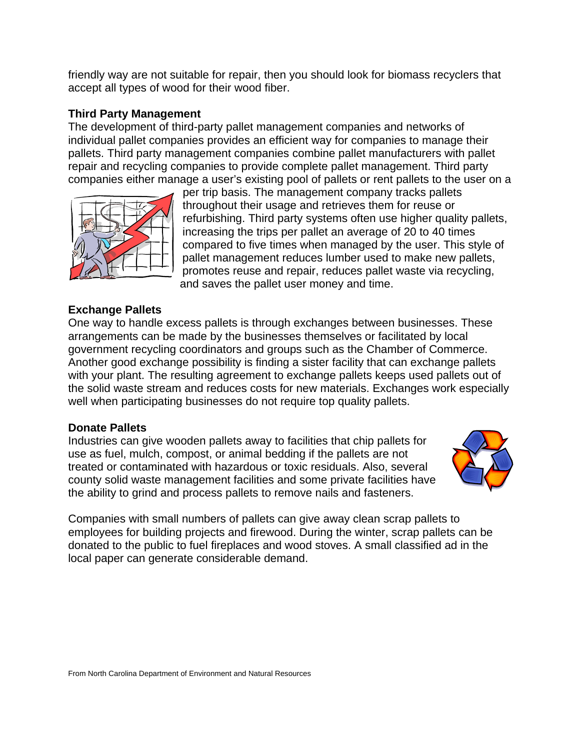friendly way are not suitable for repair, then you should look for biomass recyclers that accept all types of wood for their wood fiber.

### Third Party Management

The development of third-party pallet management companies and networks of individual pallet companies provides an efficient way for companies to manage their pallets. Third party management companies combine pallet manufacturers with pallet repair and recycling companies to provide complete pallet management. Third party companies either manage a user's existing pool of pallets or rent pallets to the user on a per trip basis. The management company tracks pallets throughout their usage and retrieves them for reuse or refurbishing. Third party systems often use higher quality pallets, increasing the trips per pallet an average of 20 to 40 times compared to five times when managed by the user. This style of pallet management reduces lumber used to make new pallets, promotes reuse and repair, reduces pallet waste via recycling, and saves the pallet user money and time.

### Exchange Pallets

One way to handle excess pallets is through exchanges between businesses. These arrangements can be made by the businesses themselves or facilitated by local government recycling coordinators and groups such as the Chamber of Commerce. Another good exchange possibility is finding a sister facility that can exchange pallets with your plant. The resulting agreement to exchange pallets keeps used pallets out of the solid waste stream and reduces costs for new materials. Exchanges work especially well when participating businesses do not require top quality pallets.

### Donate Pallets

Industries can give wooden pallets away to facilities that chip pallets for use as fuel, mulch, compost, or animal bedding if the pallets are not treated or contaminated with hazardous or toxic residuals. Also, several county solid waste management facilities and some private facilities have the ability to grind and process pallets to remove nails and fasteners.

Companies with small numbers of pallets can give away clean scrap pallets to employees for building projects and firewood. During the winter, scrap pallets can be donated to the public to fuel fireplaces and wood stoves. A small classified ad in the local paper can generate considerable demand.

From North Carolina Department of Environment and Natural Resources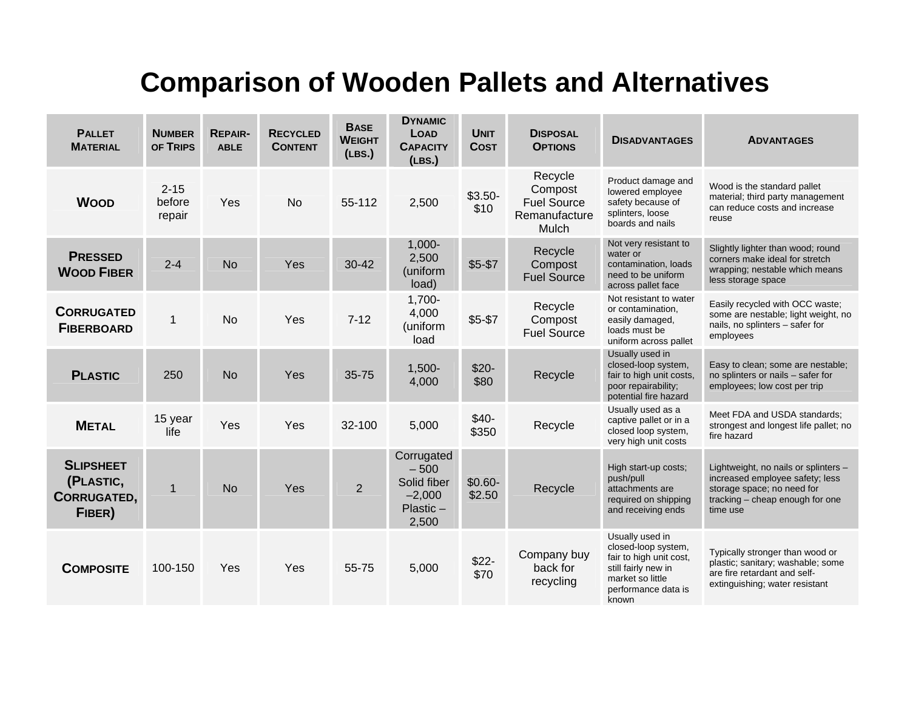# Comparison of Wooden Pallets and Alternatives

| Pallet Material | Number of Trips | Repair-able | Recycled Content | Base Weight (lbs.) | Dynamic Load Capacity (lbs.) | Unit Cost | Disposal Options | Disadvantages | Advantages |
|---|---|---|---|---|---|---|---|---|---|
| **Wood** | 2-15 before repair | Yes | No | 55-112 | 2,500 | $3.50-$10 | Recycle Compost Fuel Source Remanufacture Mulch | Product damage and lowered employee safety because of splinters, loose boards and nails | Wood is the standard pallet material; third party management can reduce costs and increase reuse |
| **Pressed Wood Fiber** | 2-4 | No | Yes | 30-42 | 1,000-2,500 (uniform load) | $5-$7 | Recycle Compost Fuel Source | Not very resistant to water or contamination, loads need to be uniform across pallet face | Slightly lighter than wood; round corners make ideal for stretch wrapping; nestable which means less storage space |
| **Corrugated Fiberboard** | 1 | No | Yes | 7-12 | 1,700-4,000 (uniform load | $5-$7 | Recycle Compost Fuel Source | Not resistant to water or contamination, easily damaged, loads must be uniform across pallet | Easily recycled with OCC waste; some are nestable; light weight, no nails, no splinters – safer for employees |
| **Plastic** | 250 | No | Yes | 35-75 | 1,500-4,000 | $20-$80 | Recycle | Usually used in closed-loop system, fair to high unit costs, poor repairability; potential fire hazard | Easy to clean; some are nestable; no splinters or nails – safer for employees; low cost per trip |
| **Metal** | 15 year life | Yes | Yes | 32-100 | 5,000 | $40-$350 | Recycle | Usually used as a captive pallet or in a closed loop system, very high unit costs | Meet FDA and USDA standards; strongest and longest life pallet; no fire hazard |
| **Slipsheet (Plastic, Corrugated, Fiber)** | 1 | No | Yes | 2 | Corrugated – 500 Solid fiber –2,000 Plastic – 2,500 | $0.60-$2.50 | Recycle | High start-up costs; push/pull attachments are required on shipping and receiving ends | Lightweight, no nails or splinters – increased employee safety; less storage space; no need for tracking – cheap enough for one time use |
| **Composite** | 100-150 | Yes | Yes | 55-75 | 5,000 | $22-$70 | Company buy back for recycling | Usually used in closed-loop system, fair to high unit cost, still fairly new in market so little performance data is known | Typically stronger than wood or plastic; sanitary; washable; some are fire retardant and self-extinguishing; water resistant |